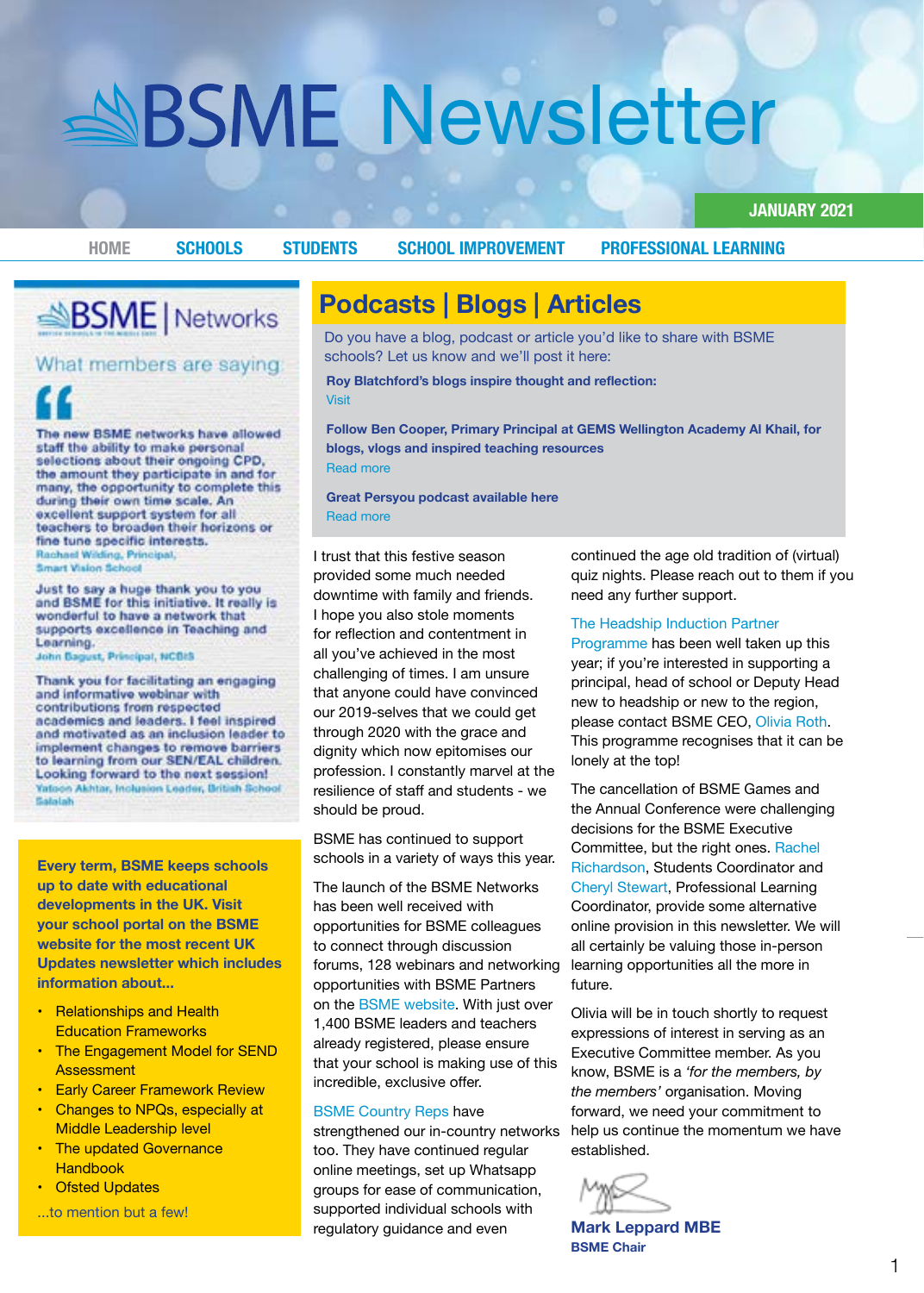# BSME Newsletter

**JANUARY 2021**

HOME | SCHOOLS | STUDENTS | SCHOOL IMPROVEMENT | PROFESSIONAL LEARNING

## BSME | Networks

### What members are saying

"The new BSME networks have allowed staff the ability to make personal selections about their ongoing CPD, the amount they participate in and for many, the opportunity to complete this during their own time scale. An excellent support system for all teachers to broaden their horizons or fine tune specific interests.
Rachael Wilding, Principal, Smart Vision School

Just to say a huge thank you to you and BSME for this initiative. It really is wonderful to have a network that supports excellence in Teaching and Learning.
John Bagust, Principal, NCBIS

Thank you for facilitating an engaging and informative webinar with contributions from respected academics and leaders. I feel inspired and motivated as an inclusion leader to implement changes to remove barriers to learning from our SEN/EAL children. Looking forward to the next session!
Yatoon Akhtar, Inclusion Leader, British School Salalah

**Every term, BSME keeps schools up to date with educational developments in the UK. Visit your school portal on the BSME website for the most recent UK Updates newsletter which includes information about...**

- Relationships and Health Education Frameworks
- The Engagement Model for SEND Assessment
- Early Career Framework Review
- Changes to NPQs, especially at Middle Leadership level
- The updated Governance Handbook
- Ofsted Updates

...to mention but a few!

## Podcasts | Blogs | Articles

Do you have a blog, podcast or article you'd like to share with BSME schools? Let us know and we'll post it here:

**Roy Blatchford's blogs inspire thought and reflection:**
Visit

**Follow Ben Cooper, Primary Principal at GEMS Wellington Academy Al Khail, for blogs, vlogs and inspired teaching resources**
Read more

**Great Persyou podcast available here**
Read more

I trust that this festive season provided some much needed downtime with family and friends. I hope you also stole moments for reflection and contentment in all you've achieved in the most challenging of times. I am unsure that anyone could have convinced our 2019-selves that we could get through 2020 with the grace and dignity which now epitomises our profession. I constantly marvel at the resilience of staff and students - we should be proud.

BSME has continued to support schools in a variety of ways this year.

The launch of the BSME Networks has been well received with opportunities for BSME colleagues to connect through discussion forums, 128 webinars and networking opportunities with BSME Partners on the BSME website. With just over 1,400 BSME leaders and teachers already registered, please ensure that your school is making use of this incredible, exclusive offer.

BSME Country Reps have strengthened our in-country networks too. They have continued regular online meetings, set up Whatsapp groups for ease of communication, supported individual schools with regulatory guidance and even continued the age old tradition of (virtual) quiz nights. Please reach out to them if you need any further support.

The Headship Induction Partner Programme has been well taken up this year; if you're interested in supporting a principal, head of school or Deputy Head new to headship or new to the region, please contact BSME CEO, Olivia Roth. This programme recognises that it can be lonely at the top!

The cancellation of BSME Games and the Annual Conference were challenging decisions for the BSME Executive Committee, but the right ones. Rachel Richardson, Students Coordinator and Cheryl Stewart, Professional Learning Coordinator, provide some alternative online provision in this newsletter. We will all certainly be valuing those in-person learning opportunities all the more in future.

Olivia will be in touch shortly to request expressions of interest in serving as an Executive Committee member. As you know, BSME is a *'for the members, by the members'* organisation. Moving forward, we need your commitment to help us continue the momentum we have established.

**Mark Leppard MBE**
**BSME Chair**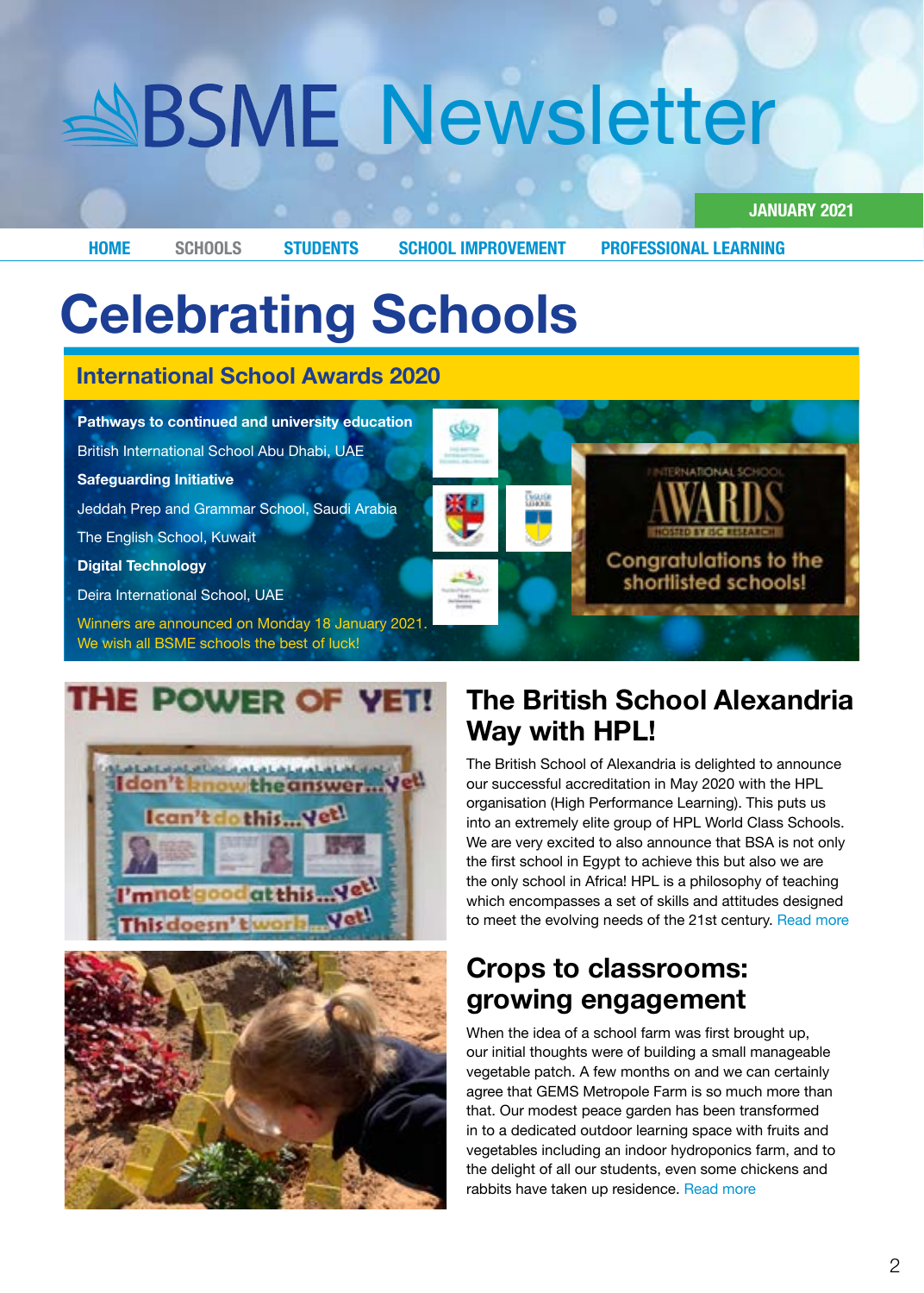# BSME Newsletter

JANUARY 2021

HOME SCHOOLS STUDENTS SCHOOL IMPROVEMENT PROFESSIONAL LEARNING

# Celebrating Schools

## International School Awards 2020

**Pathways to continued and university education**

British International School Abu Dhabi, UAE

**Safeguarding Initiative**

Jeddah Prep and Grammar School, Saudi Arabia

The English School, Kuwait

**Digital Technology**

Deira International School, UAE

Winners are announced on Monday 18 January 2021.
We wish all BSME schools the best of luck!

## The British School Alexandria Way with HPL!

The British School of Alexandria is delighted to announce our successful accreditation in May 2020 with the HPL organisation (High Performance Learning). This puts us into an extremely elite group of HPL World Class Schools. We are very excited to also announce that BSA is not only the first school in Egypt to achieve this but also we are the only school in Africa! HPL is a philosophy of teaching which encompasses a set of skills and attitudes designed to meet the evolving needs of the 21st century. Read more

## Crops to classrooms: growing engagement

When the idea of a school farm was first brought up, our initial thoughts were of building a small manageable vegetable patch. A few months on and we can certainly agree that GEMS Metropole Farm is so much more than that. Our modest peace garden has been transformed in to a dedicated outdoor learning space with fruits and vegetables including an indoor hydroponics farm, and to the delight of all our students, even some chickens and rabbits have taken up residence. Read more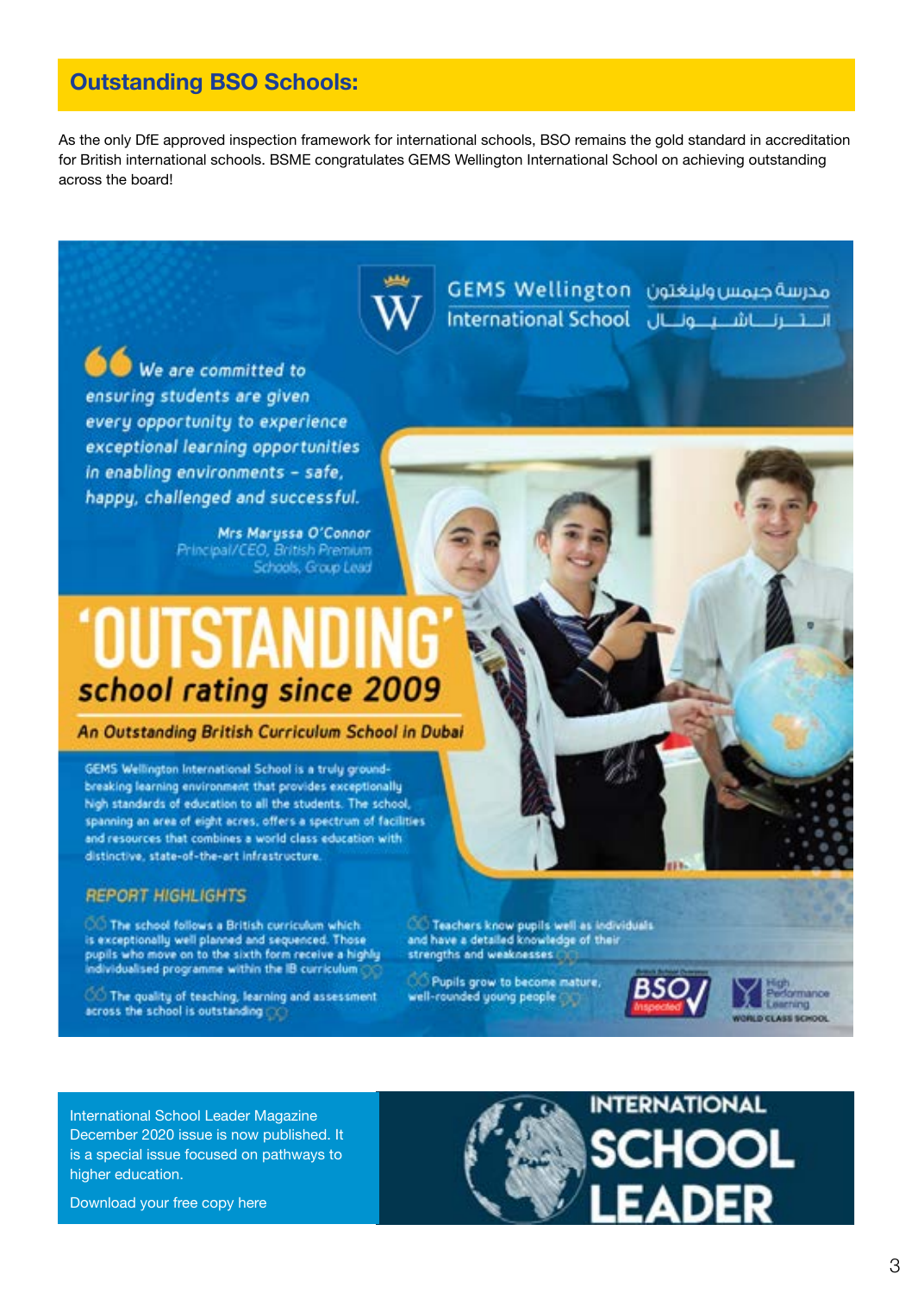## Outstanding BSO Schools:

As the only DfE approved inspection framework for international schools, BSO remains the gold standard in accreditation for British international schools. BSME congratulates GEMS Wellington International School on achieving outstanding across the board!

GEMS Wellington International School

مدرسة جيمس ولينغتون الدولية

*We are committed to ensuring students are given every opportunity to experience exceptional learning opportunities in enabling environments – safe, happy, challenged and successful.*

Mrs Maryssa O'Connor
Principal/CEO, British Premium Schools, Group Lead

# 'OUTSTANDING' school rating since 2009

**An Outstanding British Curriculum School in Dubai**

GEMS Wellington International School is a truly ground-breaking learning environment that provides exceptionally high standards of education to all the students. The school, spanning an area of eight acres, offers a spectrum of facilities and resources that combines a world class education with distinctive, state-of-the-art infrastructure.

### REPORT HIGHLIGHTS

- "The school follows a British curriculum which is exceptionally well planned and sequenced. Those pupils who move on to the sixth form receive a highly individualised programme within the IB curriculum"
- "The quality of teaching, learning and assessment across the school is outstanding"
- "Teachers know pupils well as individuals and have a detailed knowledge of their strengths and weaknesses"
- "Pupils grow to become mature, well-rounded young people"

BSO Inspected

High Performance Learning — WORLD CLASS SCHOOL

International School Leader Magazine December 2020 issue is now published. It is a special issue focused on pathways to higher education.

Download your free copy here

INTERNATIONAL SCHOOL LEADER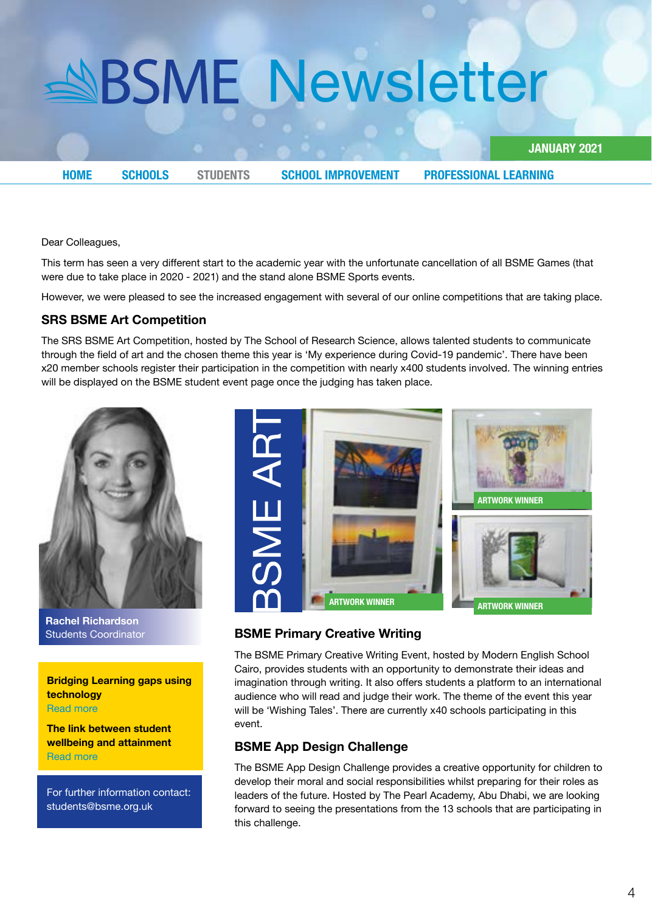# BSME Newsletter

JANUARY 2021

HOME | SCHOOLS | STUDENTS | SCHOOL IMPROVEMENT | PROFESSIONAL LEARNING

Dear Colleagues,

This term has seen a very different start to the academic year with the unfortunate cancellation of all BSME Games (that were due to take place in 2020 - 2021) and the stand alone BSME Sports events.

However, we were pleased to see the increased engagement with several of our online competitions that are taking place.

### SRS BSME Art Competition

The SRS BSME Art Competition, hosted by The School of Research Science, allows talented students to communicate through the field of art and the chosen theme this year is 'My experience during Covid-19 pandemic'. There have been x20 member schools register their participation in the competition with nearly x400 students involved. The winning entries will be displayed on the BSME student event page once the judging has taken place.

BSME ART

ARTWORK WINNER

ARTWORK WINNER

ARTWORK WINNER

**Rachel Richardson**
Students Coordinator

**Bridging Learning gaps using technology**
Read more

**The link between student wellbeing and attainment**
Read more

For further information contact:
students@bsme.org.uk

### BSME Primary Creative Writing

The BSME Primary Creative Writing Event, hosted by Modern English School Cairo, provides students with an opportunity to demonstrate their ideas and imagination through writing. It also offers students a platform to an international audience who will read and judge their work. The theme of the event this year will be 'Wishing Tales'. There are currently x40 schools participating in this event.

### BSME App Design Challenge

The BSME App Design Challenge provides a creative opportunity for children to develop their moral and social responsibilities whilst preparing for their roles as leaders of the future. Hosted by The Pearl Academy, Abu Dhabi, we are looking forward to seeing the presentations from the 13 schools that are participating in this challenge.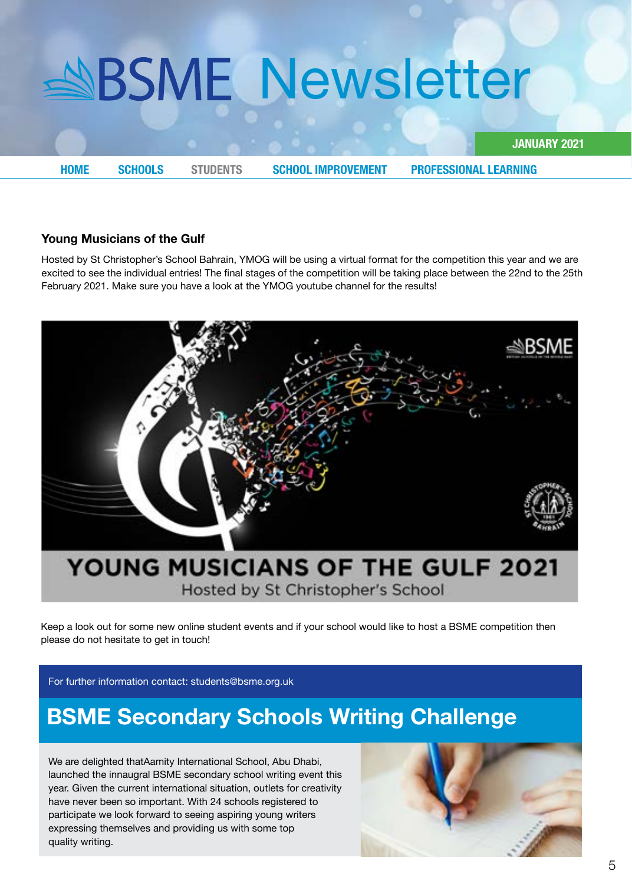# BSME Newsletter

JANUARY 2021

HOME SCHOOLS STUDENTS SCHOOL IMPROVEMENT PROFESSIONAL LEARNING

### Young Musicians of the Gulf

Hosted by St Christopher's School Bahrain, YMOG will be using a virtual format for the competition this year and we are excited to see the individual entries! The final stages of the competition will be taking place between the 22nd to the 25th February 2021. Make sure you have a look at the YMOG youtube channel for the results!

YOUNG MUSICIANS OF THE GULF 2021

Hosted by St Christopher's School

Keep a look out for some new online student events and if your school would like to host a BSME competition then please do not hesitate to get in touch!

For further information contact: students@bsme.org.uk

## BSME Secondary Schools Writing Challenge

We are delighted thatAamity International School, Abu Dhabi, launched the innaugral BSME secondary school writing event this year. Given the current international situation, outlets for creativity have never been so important. With 24 schools registered to participate we look forward to seeing aspiring young writers expressing themselves and providing us with some top quality writing.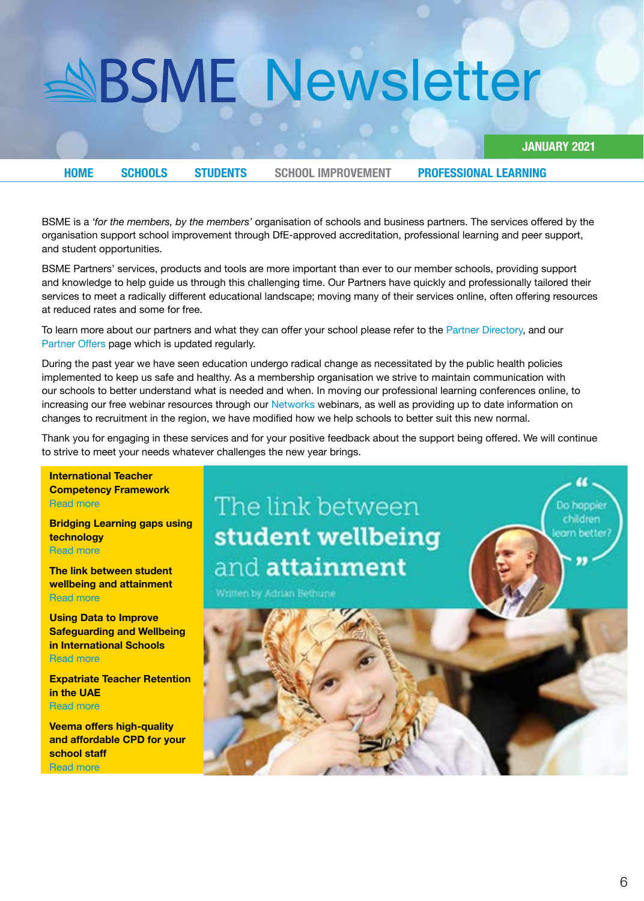# BSME Newsletter

JANUARY 2021

HOME | SCHOOLS | STUDENTS | SCHOOL IMPROVEMENT | PROFESSIONAL LEARNING

BSME is a *'for the members, by the members'* organisation of schools and business partners. The services offered by the organisation support school improvement through DfE-approved accreditation, professional learning and peer support, and student opportunities.

BSME Partners' services, products and tools are more important than ever to our member schools, providing support and knowledge to help guide us through this challenging time. Our Partners have quickly and professionally tailored their services to meet a radically different educational landscape; moving many of their services online, often offering resources at reduced rates and some for free.

To learn more about our partners and what they can offer your school please refer to the Partner Directory, and our Partner Offers page which is updated regularly.

During the past year we have seen education undergo radical change as necessitated by the public health policies implemented to keep us safe and healthy. As a membership organisation we strive to maintain communication with our schools to better understand what is needed and when. In moving our professional learning conferences online, to increasing our free webinar resources through our Networks webinars, as well as providing up to date information on changes to recruitment in the region, we have modified how we help schools to better suit this new normal.

Thank you for engaging in these services and for your positive feedback about the support being offered. We will continue to strive to meet your needs whatever challenges the new year brings.

**International Teacher Competency Framework**
Read more

**Bridging Learning gaps using technology**
Read more

**The link between student wellbeing and attainment**
Read more

**Using Data to Improve Safeguarding and Wellbeing in International Schools**
Read more

**Expatriate Teacher Retention in the UAE**
Read more

**Veema offers high-quality and affordable CPD for your school staff**
Read more

## The link between student wellbeing and attainment

Written by Adrian Bethune

"Do happier children learn better?"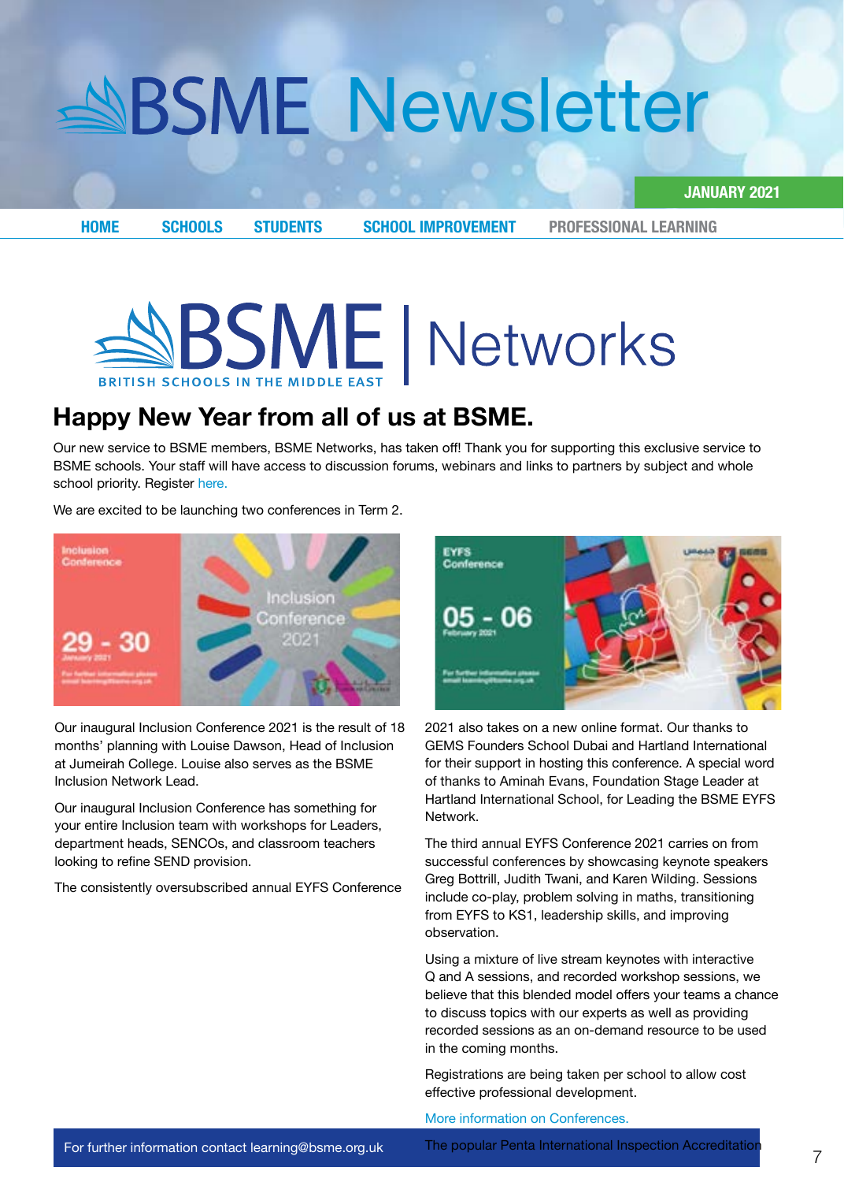# BSME Newsletter

JANUARY 2021

HOME SCHOOLS STUDENTS SCHOOL IMPROVEMENT PROFESSIONAL LEARNING

BSME | Networks

BRITISH SCHOOLS IN THE MIDDLE EAST

## Happy New Year from all of us at BSME.

Our new service to BSME members, BSME Networks, has taken off! Thank you for supporting this exclusive service to BSME schools. Your staff will have access to discussion forums, webinars and links to partners by subject and whole school priority. Register here.

We are excited to be launching two conferences in Term 2.

Our inaugural Inclusion Conference 2021 is the result of 18 months' planning with Louise Dawson, Head of Inclusion at Jumeirah College. Louise also serves as the BSME Inclusion Network Lead.

Our inaugural Inclusion Conference has something for your entire Inclusion team with workshops for Leaders, department heads, SENCOs, and classroom teachers looking to refine SEND provision.

The consistently oversubscribed annual EYFS Conference 2021 also takes on a new online format. Our thanks to GEMS Founders School Dubai and Hartland International for their support in hosting this conference. A special word of thanks to Aminah Evans, Foundation Stage Leader at Hartland International School, for Leading the BSME EYFS Network.

The third annual EYFS Conference 2021 carries on from successful conferences by showcasing keynote speakers Greg Bottrill, Judith Twani, and Karen Wilding. Sessions include co-play, problem solving in maths, transitioning from EYFS to KS1, leadership skills, and improving observation.

Using a mixture of live stream keynotes with interactive Q and A sessions, and recorded workshop sessions, we believe that this blended model offers your teams a chance to discuss topics with our experts as well as providing recorded sessions as an on-demand resource to be used in the coming months.

Registrations are being taken per school to allow cost effective professional development.

More information on Conferences.

The popular Penta International Inspection Accreditation

For further information contact learning@bsme.org.uk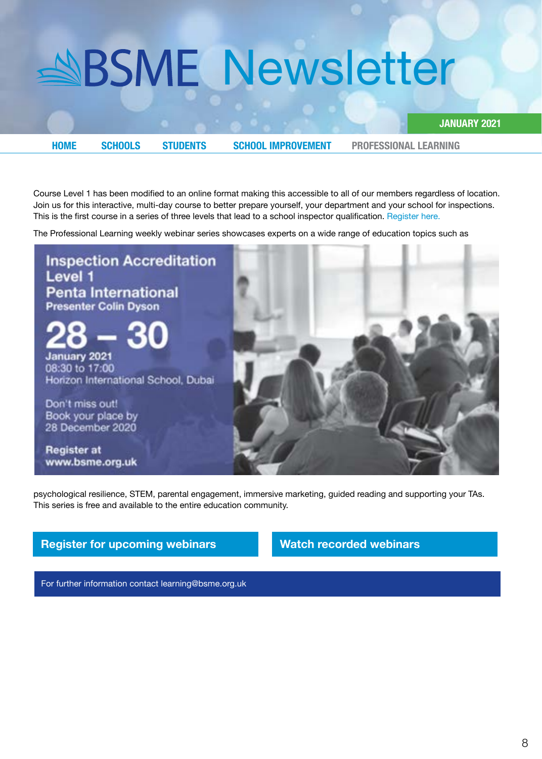# BSME Newsletter

JANUARY 2021

HOME SCHOOLS STUDENTS SCHOOL IMPROVEMENT PROFESSIONAL LEARNING

Course Level 1 has been modified to an online format making this accessible to all of our members regardless of location. Join us for this interactive, multi-day course to better prepare yourself, your department and your school for inspections. This is the first course in a series of three levels that lead to a school inspector qualification. Register here.

The Professional Learning weekly webinar series showcases experts on a wide range of education topics such as

**Inspection Accreditation Level 1**
**Penta International**
**Presenter Colin Dyson**

**28 – 30**
January 2021
08:30 to 17:00
Horizon International School, Dubai

Don't miss out!
Book your place by
28 December 2020

**Register at**
**www.bsme.org.uk**

psychological resilience, STEM, parental engagement, immersive marketing, guided reading and supporting your TAs. This series is free and available to the entire education community.

**Register for upcoming webinars**

**Watch recorded webinars**

For further information contact learning@bsme.org.uk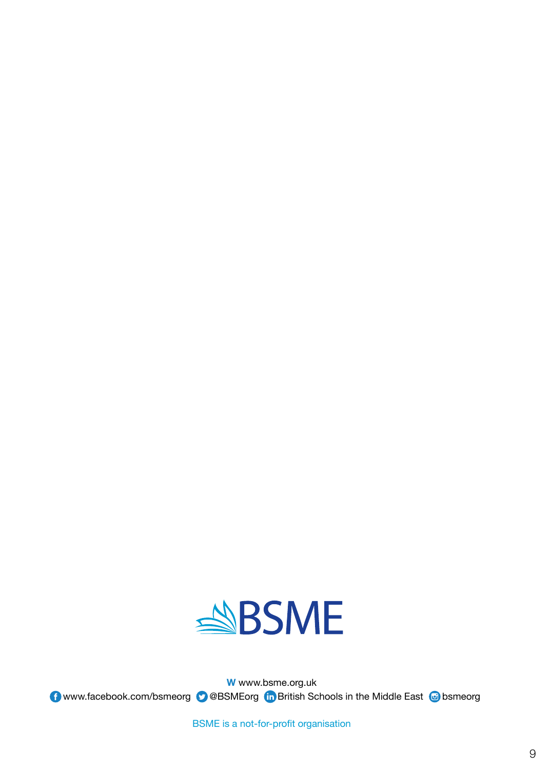BSME

**W** www.bsme.org.uk

www.facebook.com/bsmeorg @BSMEorg British Schools in the Middle East bsmeorg

BSME is a not-for-profit organisation